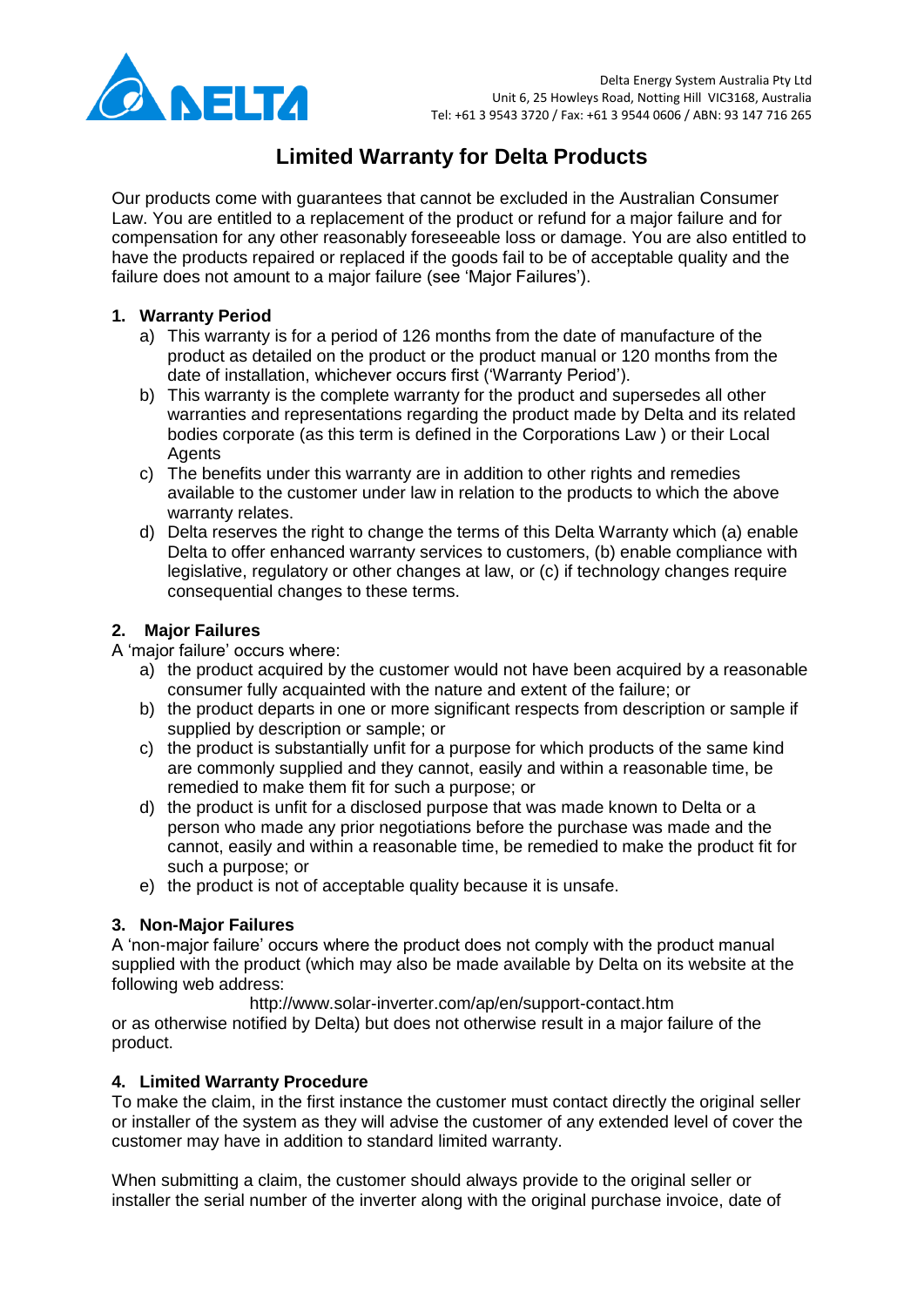Delta Energy System Australia Pty Ltd
Unit 6, 25 Howleys Road, Notting Hill VIC3168, Australia
Tel: +61 3 9543 3720 / Fax: +61 3 9544 0606 / ABN: 93 147 716 265

# Limited Warranty for Delta Products

Our products come with guarantees that cannot be excluded in the Australian Consumer Law. You are entitled to a replacement of the product or refund for a major failure and for compensation for any other reasonably foreseeable loss or damage. You are also entitled to have the products repaired or replaced if the goods fail to be of acceptable quality and the failure does not amount to a major failure (see 'Major Failures').

## 1. Warranty Period

a) This warranty is for a period of 126 months from the date of manufacture of the product as detailed on the product or the product manual or 120 months from the date of installation, whichever occurs first ('Warranty Period').

b) This warranty is the complete warranty for the product and supersedes all other warranties and representations regarding the product made by Delta and its related bodies corporate (as this term is defined in the Corporations Law ) or their Local Agents

c) The benefits under this warranty are in addition to other rights and remedies available to the customer under law in relation to the products to which the above warranty relates.

d) Delta reserves the right to change the terms of this Delta Warranty which (a) enable Delta to offer enhanced warranty services to customers, (b) enable compliance with legislative, regulatory or other changes at law, or (c) if technology changes require consequential changes to these terms.

## 2. Major Failures

A 'major failure' occurs where:

a) the product acquired by the customer would not have been acquired by a reasonable consumer fully acquainted with the nature and extent of the failure; or

b) the product departs in one or more significant respects from description or sample if supplied by description or sample; or

c) the product is substantially unfit for a purpose for which products of the same kind are commonly supplied and they cannot, easily and within a reasonable time, be remedied to make them fit for such a purpose; or

d) the product is unfit for a disclosed purpose that was made known to Delta or a person who made any prior negotiations before the purchase was made and the cannot, easily and within a reasonable time, be remedied to make the product fit for such a purpose; or

e) the product is not of acceptable quality because it is unsafe.

## 3. Non-Major Failures

A 'non-major failure' occurs where the product does not comply with the product manual supplied with the product (which may also be made available by Delta on its website at the following web address:

http://www.solar-inverter.com/ap/en/support-contact.htm

or as otherwise notified by Delta) but does not otherwise result in a major failure of the product.

## 4. Limited Warranty Procedure

To make the claim, in the first instance the customer must contact directly the original seller or installer of the system as they will advise the customer of any extended level of cover the customer may have in addition to standard limited warranty.

When submitting a claim, the customer should always provide to the original seller or installer the serial number of the inverter along with the original purchase invoice, date of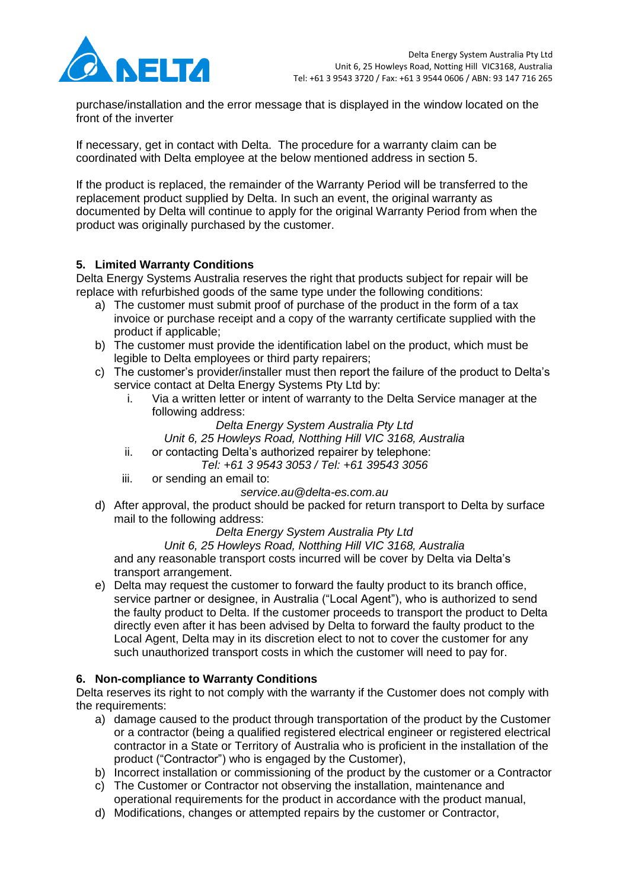purchase/installation and the error message that is displayed in the window located on the front of the inverter

If necessary, get in contact with Delta. The procedure for a warranty claim can be coordinated with Delta employee at the below mentioned address in section 5.

If the product is replaced, the remainder of the Warranty Period will be transferred to the replacement product supplied by Delta. In such an event, the original warranty as documented by Delta will continue to apply for the original Warranty Period from when the product was originally purchased by the customer.

## 5. Limited Warranty Conditions

Delta Energy Systems Australia reserves the right that products subject for repair will be replace with refurbished goods of the same type under the following conditions:

a) The customer must submit proof of purchase of the product in the form of a tax invoice or purchase receipt and a copy of the warranty certificate supplied with the product if applicable;
b) The customer must provide the identification label on the product, which must be legible to Delta employees or third party repairers;
c) The customer's provider/installer must then report the failure of the product to Delta's service contact at Delta Energy Systems Pty Ltd by:
   i. Via a written letter or intent of warranty to the Delta Service manager at the following address:

      *Delta Energy System Australia Pty Ltd*
      *Unit 6, 25 Howleys Road, Notthing Hill VIC 3168, Australia*

   ii. or contacting Delta's authorized repairer by telephone:

      *Tel: +61 3 9543 3053 / Tel: +61 39543 3056*

   iii. or sending an email to:

      *service.au@delta-es.com.au*

d) After approval, the product should be packed for return transport to Delta by surface mail to the following address:

   *Delta Energy System Australia Pty Ltd*
   *Unit 6, 25 Howleys Road, Notthing Hill VIC 3168, Australia*

   and any reasonable transport costs incurred will be cover by Delta via Delta's transport arrangement.
e) Delta may request the customer to forward the faulty product to its branch office, service partner or designee, in Australia ("Local Agent"), who is authorized to send the faulty product to Delta. If the customer proceeds to transport the product to Delta directly even after it has been advised by Delta to forward the faulty product to the Local Agent, Delta may in its discretion elect to not to cover the customer for any such unauthorized transport costs in which the customer will need to pay for.

## 6. Non-compliance to Warranty Conditions

Delta reserves its right to not comply with the warranty if the Customer does not comply with the requirements:

a) damage caused to the product through transportation of the product by the Customer or a contractor (being a qualified registered electrical engineer or registered electrical contractor in a State or Territory of Australia who is proficient in the installation of the product ("Contractor") who is engaged by the Customer),
b) Incorrect installation or commissioning of the product by the customer or a Contractor
c) The Customer or Contractor not observing the installation, maintenance and operational requirements for the product in accordance with the product manual,
d) Modifications, changes or attempted repairs by the customer or Contractor,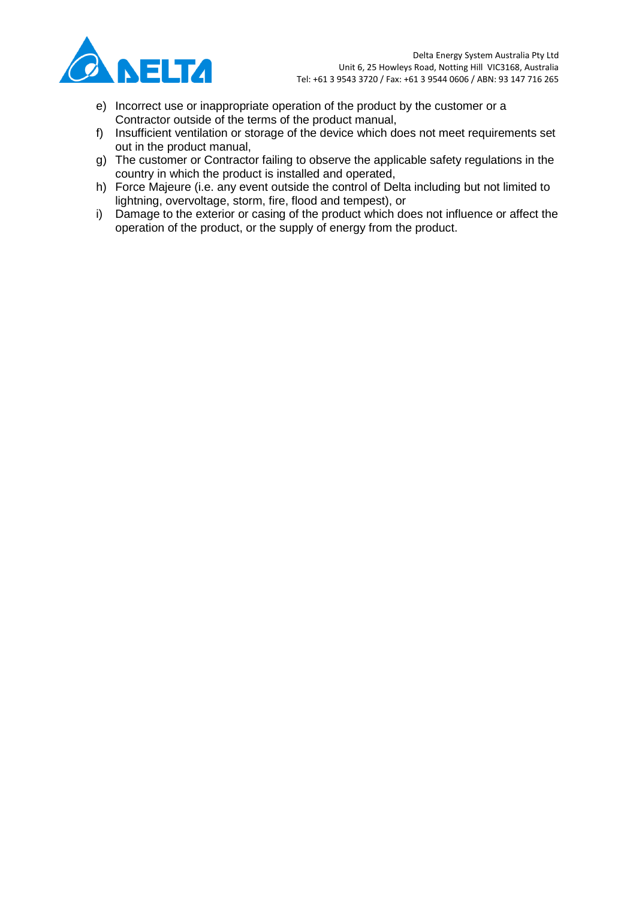e) Incorrect use or inappropriate operation of the product by the customer or a Contractor outside of the terms of the product manual,
f) Insufficient ventilation or storage of the device which does not meet requirements set out in the product manual,
g) The customer or Contractor failing to observe the applicable safety regulations in the country in which the product is installed and operated,
h) Force Majeure (i.e. any event outside the control of Delta including but not limited to lightning, overvoltage, storm, fire, flood and tempest), or
i) Damage to the exterior or casing of the product which does not influence or affect the operation of the product, or the supply of energy from the product.